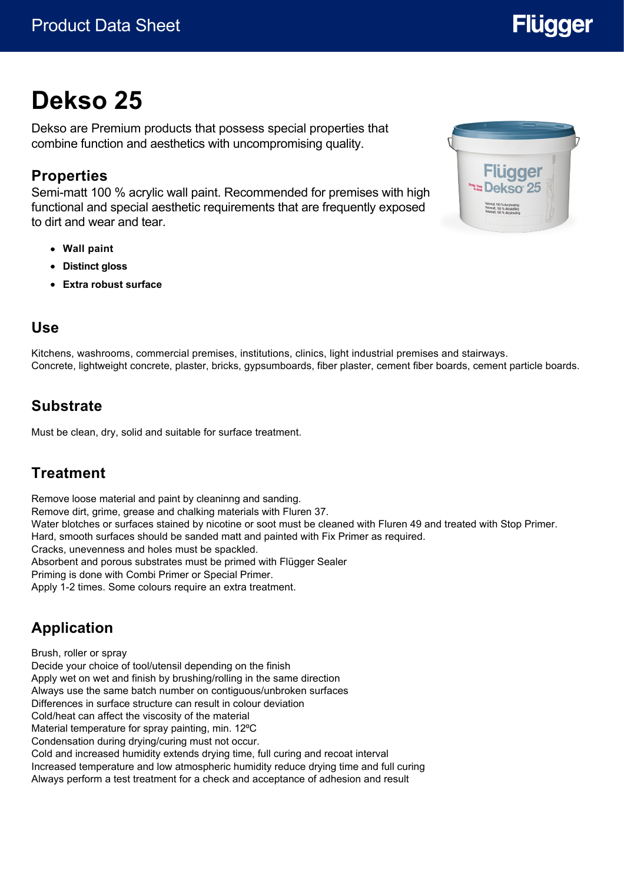Product Data Sheet

# Dekso 25

Dekso are Premium products that possess special properties that combine function and aesthetics with uncompromising quality.

## Properties

Semi-matt 100 % acrylic wall paint. Recommended for premises with high functional and special aesthetic requirements that are frequently exposed to dirt and wear and tear.

- **Wall paint**
- **Distinct gloss**
- **Extra robust surface**

## Use

Kitchens, washrooms, commercial premises, institutions, clinics, light industrial premises and stairways.
Concrete, lightweight concrete, plaster, bricks, gypsumboards, fiber plaster, cement fiber boards, cement particle boards.

## Substrate

Must be clean, dry, solid and suitable for surface treatment.

## Treatment

Remove loose material and paint by cleaninng and sanding.
Remove dirt, grime, grease and chalking materials with Fluren 37.
Water blotches or surfaces stained by nicotine or soot must be cleaned with Fluren 49 and treated with Stop Primer.
Hard, smooth surfaces should be sanded matt and painted with Fix Primer as required.
Cracks, unevenness and holes must be spackled.
Absorbent and porous substrates must be primed with Flügger Sealer
Priming is done with Combi Primer or Special Primer.
Apply 1-2 times. Some colours require an extra treatment.

## Application

Brush, roller or spray
Decide your choice of tool/utensil depending on the finish
Apply wet on wet and finish by brushing/rolling in the same direction
Always use the same batch number on contiguous/unbroken surfaces
Differences in surface structure can result in colour deviation
Cold/heat can affect the viscosity of the material
Material temperature for spray painting, min. 12ºC
Condensation during drying/curing must not occur.
Cold and increased humidity extends drying time, full curing and recoat interval
Increased temperature and low atmospheric humidity reduce drying time and full curing
Always perform a test treatment for a check and acceptance of adhesion and result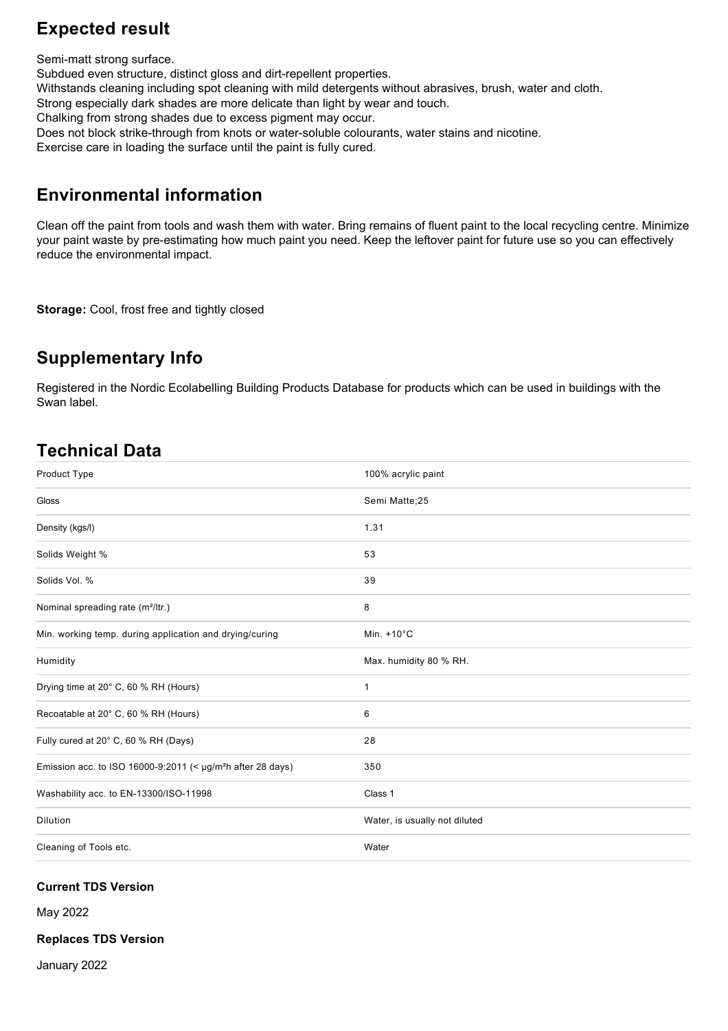## Expected result

Semi-matt strong surface.
Subdued even structure, distinct gloss and dirt-repellent properties.
Withstands cleaning including spot cleaning with mild detergents without abrasives, brush, water and cloth.
Strong especially dark shades are more delicate than light by wear and touch.
Chalking from strong shades due to excess pigment may occur.
Does not block strike-through from knots or water-soluble colourants, water stains and nicotine.
Exercise care in loading the surface until the paint is fully cured.

## Environmental information

Clean off the paint from tools and wash them with water. Bring remains of fluent paint to the local recycling centre. Minimize your paint waste by pre-estimating how much paint you need. Keep the leftover paint for future use so you can effectively reduce the environmental impact.

**Storage:** Cool, frost free and tightly closed

## Supplementary Info

Registered in the Nordic Ecolabelling Building Products Database for products which can be used in buildings with the Swan label.

## Technical Data

| | |
|---|---|
| Product Type | 100% acrylic paint |
| Gloss | Semi Matte;25 |
| Density (kgs/l) | 1.31 |
| Solids Weight % | 53 |
| Solids Vol. % | 39 |
| Nominal spreading rate (m²/ltr.) | 8 |
| Min. working temp. during application and drying/curing | Min. +10°C |
| Humidity | Max. humidity 80 % RH. |
| Drying time at 20° C, 60 % RH (Hours) | 1 |
| Recoatable at 20° C, 60 % RH (Hours) | 6 |
| Fully cured at 20° C, 60 % RH (Days) | 28 |
| Emission acc. to ISO 16000-9:2011 (< µg/m²h after 28 days) | 350 |
| Washability acc. to EN-13300/ISO-11998 | Class 1 |
| Dilution | Water, is usually not diluted |
| Cleaning of Tools etc. | Water |

**Current TDS Version**

May 2022

**Replaces TDS Version**

January 2022